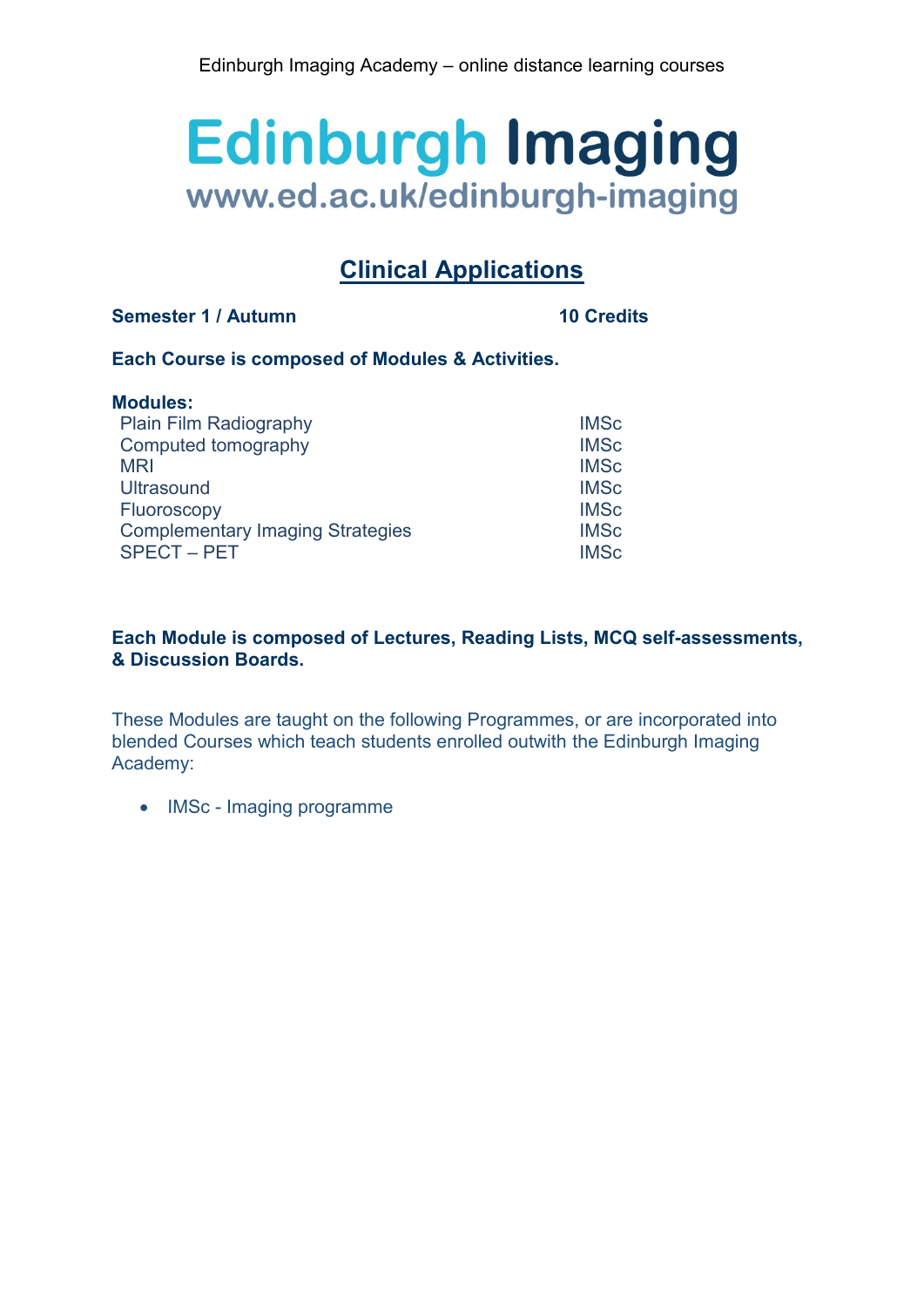Edinburgh Imaging Academy – online distance learning courses

# Edinburgh Imaging
www.ed.ac.uk/edinburgh-imaging

## Clinical Applications

**Semester 1 / Autumn** **10 Credits**

**Each Course is composed of Modules & Activities.**

**Modules:**

| Module | Programme |
|---|---|
| Plain Film Radiography | IMSc |
| Computed tomography | IMSc |
| MRI | IMSc |
| Ultrasound | IMSc |
| Fluoroscopy | IMSc |
| Complementary Imaging Strategies | IMSc |
| SPECT – PET | IMSc |

**Each Module is composed of Lectures, Reading Lists, MCQ self-assessments, & Discussion Boards.**

These Modules are taught on the following Programmes, or are incorporated into blended Courses which teach students enrolled outwith the Edinburgh Imaging Academy:

- IMSc - Imaging programme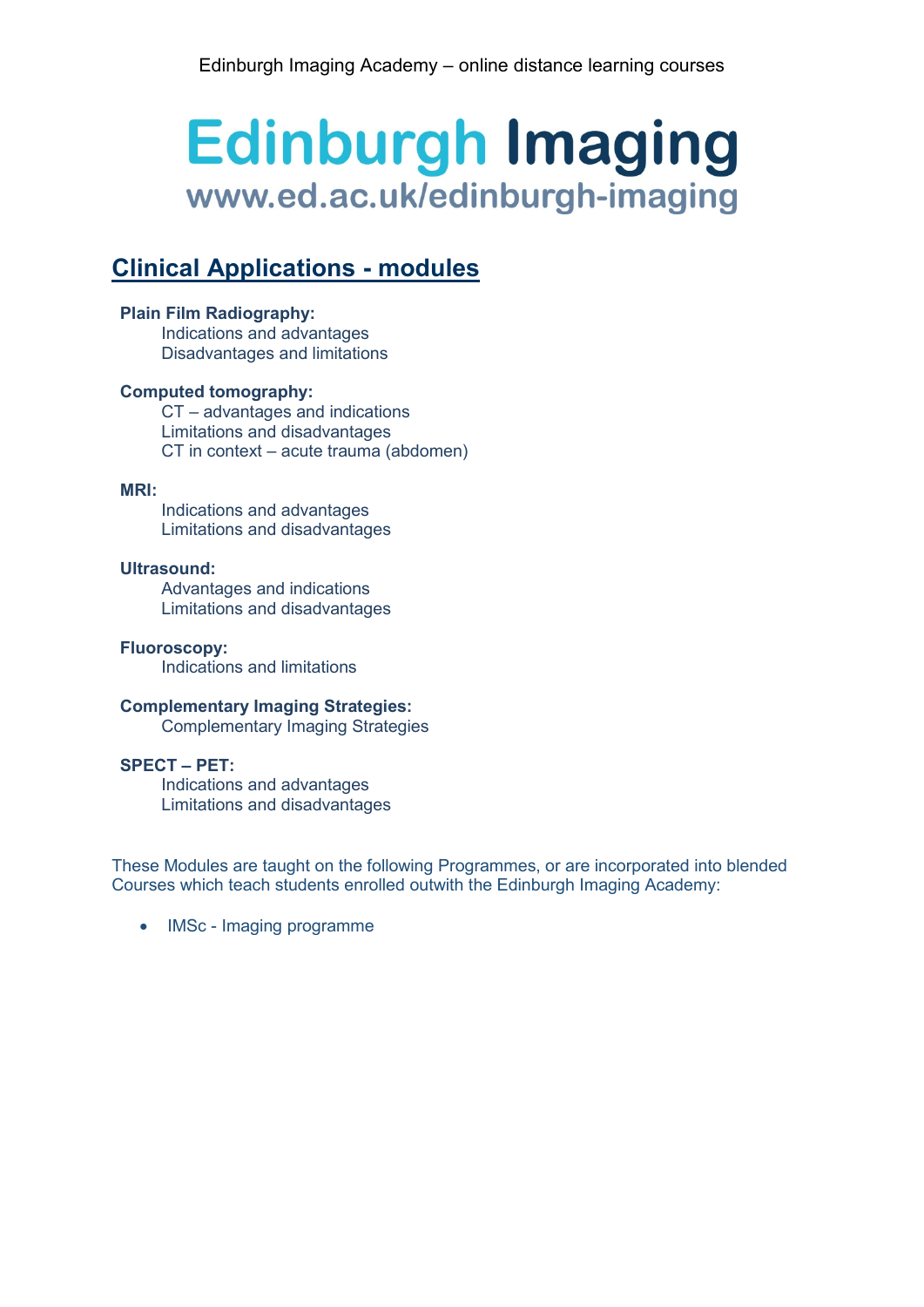# Edinburgh Imaging
www.ed.ac.uk/edinburgh-imaging

## Clinical Applications - modules

**Plain Film Radiography:**
- Indications and advantages
- Disadvantages and limitations

**Computed tomography:**
- CT – advantages and indications
- Limitations and disadvantages
- CT in context – acute trauma (abdomen)

**MRI:**
- Indications and advantages
- Limitations and disadvantages

**Ultrasound:**
- Advantages and indications
- Limitations and disadvantages

**Fluoroscopy:**
- Indications and limitations

**Complementary Imaging Strategies:**
- Complementary Imaging Strategies

**SPECT – PET:**
- Indications and advantages
- Limitations and disadvantages

These Modules are taught on the following Programmes, or are incorporated into blended Courses which teach students enrolled outwith the Edinburgh Imaging Academy:

- IMSc - Imaging programme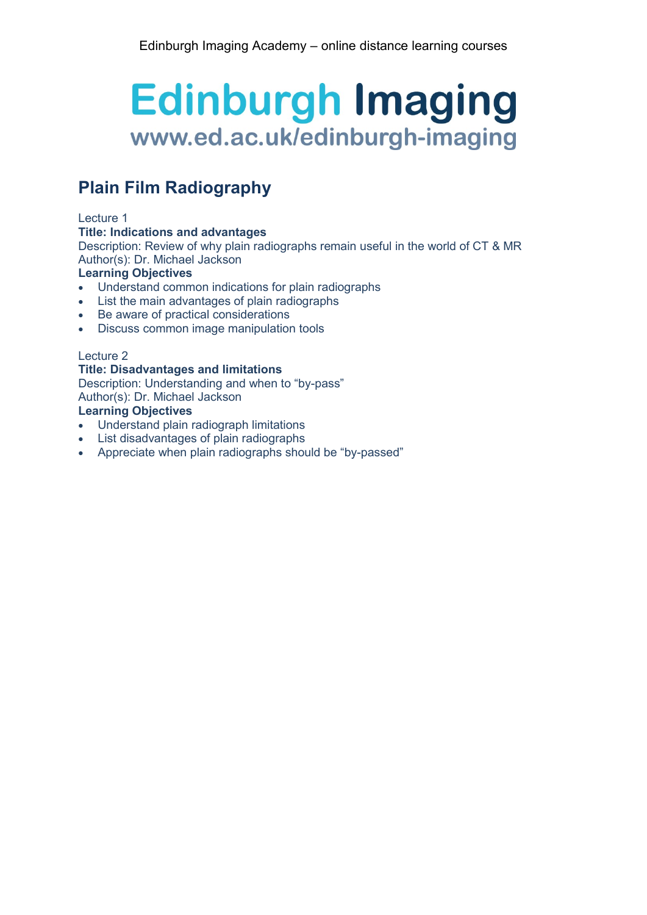Edinburgh Imaging Academy – online distance learning courses

# Edinburgh Imaging

www.ed.ac.uk/edinburgh-imaging

## Plain Film Radiography

Lecture 1
**Title: Indications and advantages**
Description: Review of why plain radiographs remain useful in the world of CT & MR
Author(s): Dr. Michael Jackson
**Learning Objectives**

- Understand common indications for plain radiographs
- List the main advantages of plain radiographs
- Be aware of practical considerations
- Discuss common image manipulation tools

Lecture 2
**Title: Disadvantages and limitations**
Description: Understanding and when to "by-pass"
Author(s): Dr. Michael Jackson
**Learning Objectives**

- Understand plain radiograph limitations
- List disadvantages of plain radiographs
- Appreciate when plain radiographs should be "by-passed"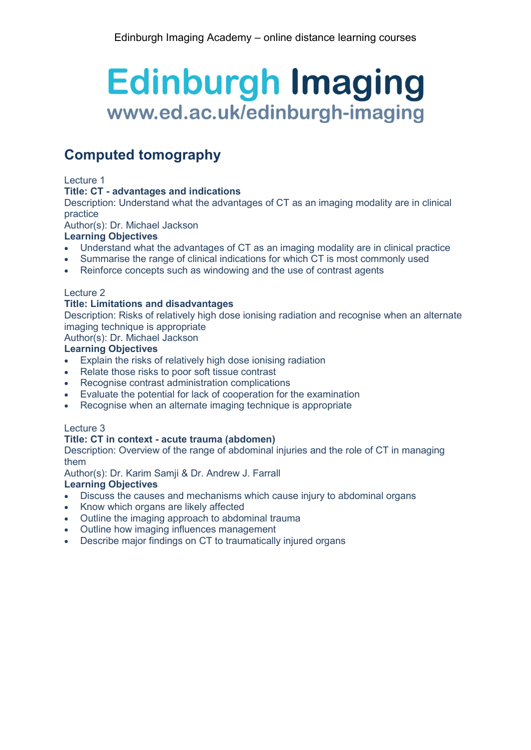# Computed tomography

Lecture 1

**Title: CT - advantages and indications**

Description: Understand what the advantages of CT as an imaging modality are in clinical practice

Author(s): Dr. Michael Jackson

**Learning Objectives**

- Understand what the advantages of CT as an imaging modality are in clinical practice
- Summarise the range of clinical indications for which CT is most commonly used
- Reinforce concepts such as windowing and the use of contrast agents

Lecture 2

**Title: Limitations and disadvantages**

Description: Risks of relatively high dose ionising radiation and recognise when an alternate imaging technique is appropriate

Author(s): Dr. Michael Jackson

**Learning Objectives**

- Explain the risks of relatively high dose ionising radiation
- Relate those risks to poor soft tissue contrast
- Recognise contrast administration complications
- Evaluate the potential for lack of cooperation for the examination
- Recognise when an alternate imaging technique is appropriate

Lecture 3

**Title: CT in context - acute trauma (abdomen)**

Description: Overview of the range of abdominal injuries and the role of CT in managing them

Author(s): Dr. Karim Samji & Dr. Andrew J. Farrall

**Learning Objectives**

- Discuss the causes and mechanisms which cause injury to abdominal organs
- Know which organs are likely affected
- Outline the imaging approach to abdominal trauma
- Outline how imaging influences management
- Describe major findings on CT to traumatically injured organs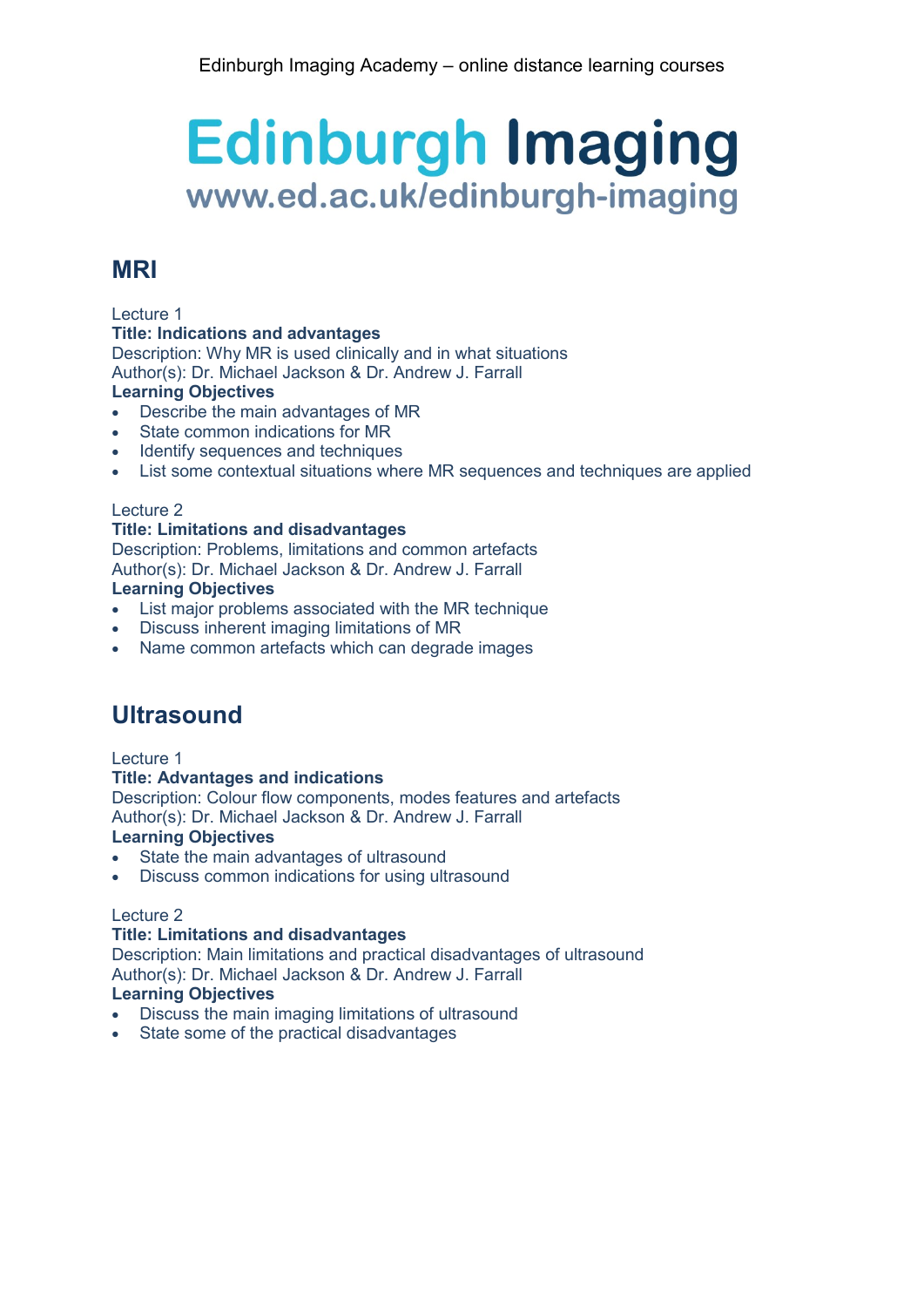## MRI

Lecture 1
**Title: Indications and advantages**
Description: Why MR is used clinically and in what situations
Author(s): Dr. Michael Jackson & Dr. Andrew J. Farrall
**Learning Objectives**

- Describe the main advantages of MR
- State common indications for MR
- Identify sequences and techniques
- List some contextual situations where MR sequences and techniques are applied

Lecture 2
**Title: Limitations and disadvantages**
Description: Problems, limitations and common artefacts
Author(s): Dr. Michael Jackson & Dr. Andrew J. Farrall
**Learning Objectives**

- List major problems associated with the MR technique
- Discuss inherent imaging limitations of MR
- Name common artefacts which can degrade images

## Ultrasound

Lecture 1
**Title: Advantages and indications**
Description: Colour flow components, modes features and artefacts
Author(s): Dr. Michael Jackson & Dr. Andrew J. Farrall
**Learning Objectives**

- State the main advantages of ultrasound
- Discuss common indications for using ultrasound

Lecture 2
**Title: Limitations and disadvantages**
Description: Main limitations and practical disadvantages of ultrasound
Author(s): Dr. Michael Jackson & Dr. Andrew J. Farrall
**Learning Objectives**

- Discuss the main imaging limitations of ultrasound
- State some of the practical disadvantages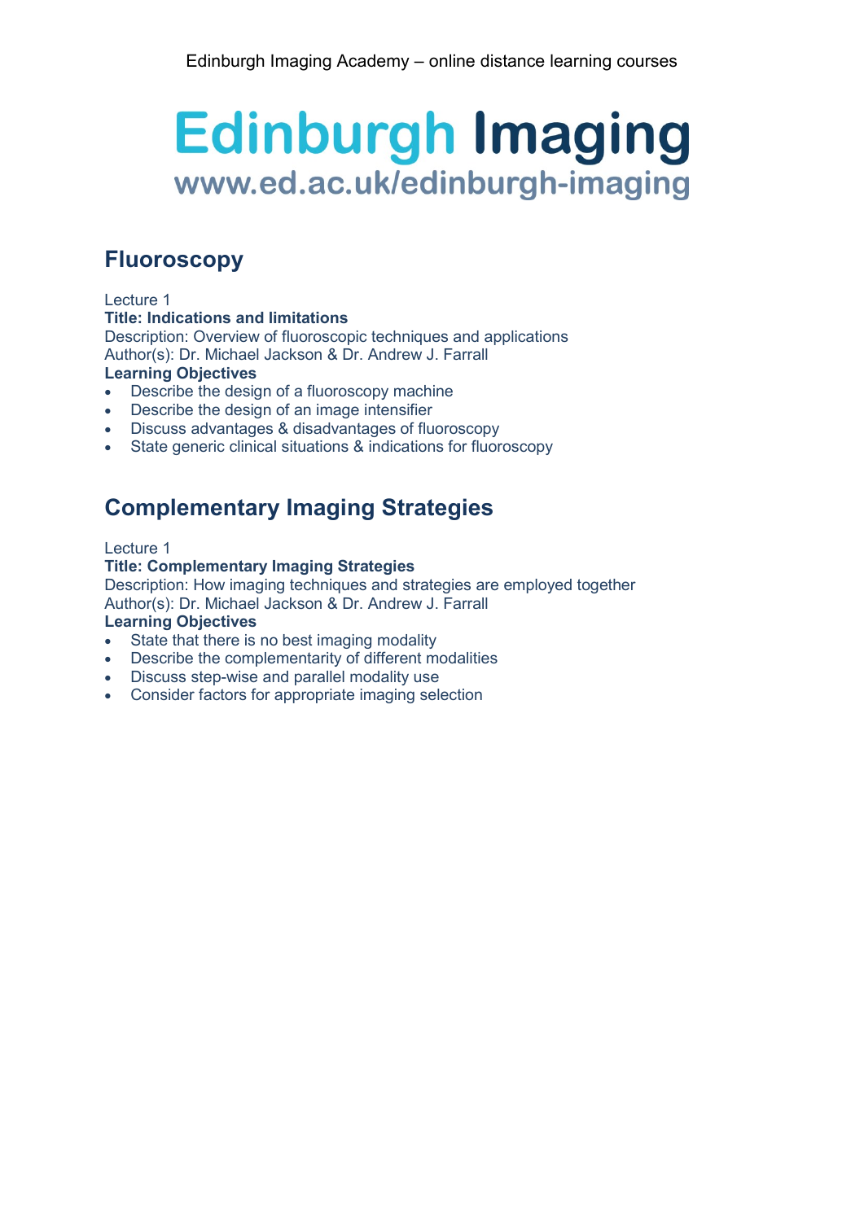## Fluoroscopy

Lecture 1
**Title: Indications and limitations**
Description: Overview of fluoroscopic techniques and applications
Author(s): Dr. Michael Jackson & Dr. Andrew J. Farrall
**Learning Objectives**

- Describe the design of a fluoroscopy machine
- Describe the design of an image intensifier
- Discuss advantages & disadvantages of fluoroscopy
- State generic clinical situations & indications for fluoroscopy

## Complementary Imaging Strategies

Lecture 1
**Title: Complementary Imaging Strategies**
Description: How imaging techniques and strategies are employed together
Author(s): Dr. Michael Jackson & Dr. Andrew J. Farrall
**Learning Objectives**

- State that there is no best imaging modality
- Describe the complementarity of different modalities
- Discuss step-wise and parallel modality use
- Consider factors for appropriate imaging selection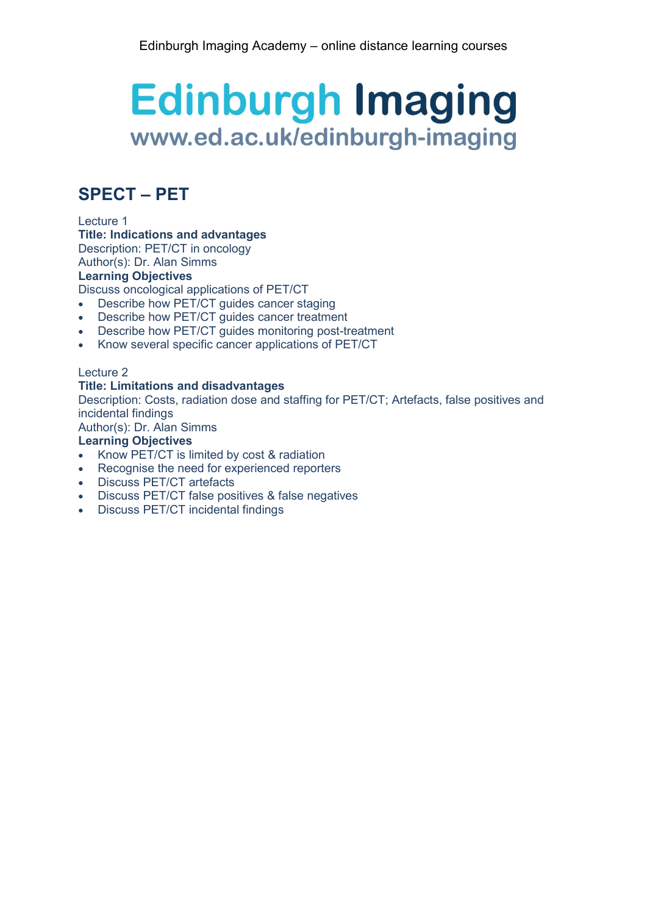## SPECT – PET

Lecture 1
**Title: Indications and advantages**
Description: PET/CT in oncology
Author(s): Dr. Alan Simms
**Learning Objectives**
Discuss oncological applications of PET/CT

- Describe how PET/CT guides cancer staging
- Describe how PET/CT guides cancer treatment
- Describe how PET/CT guides monitoring post-treatment
- Know several specific cancer applications of PET/CT

Lecture 2
**Title: Limitations and disadvantages**
Description: Costs, radiation dose and staffing for PET/CT; Artefacts, false positives and incidental findings
Author(s): Dr. Alan Simms
**Learning Objectives**

- Know PET/CT is limited by cost & radiation
- Recognise the need for experienced reporters
- Discuss PET/CT artefacts
- Discuss PET/CT false positives & false negatives
- Discuss PET/CT incidental findings